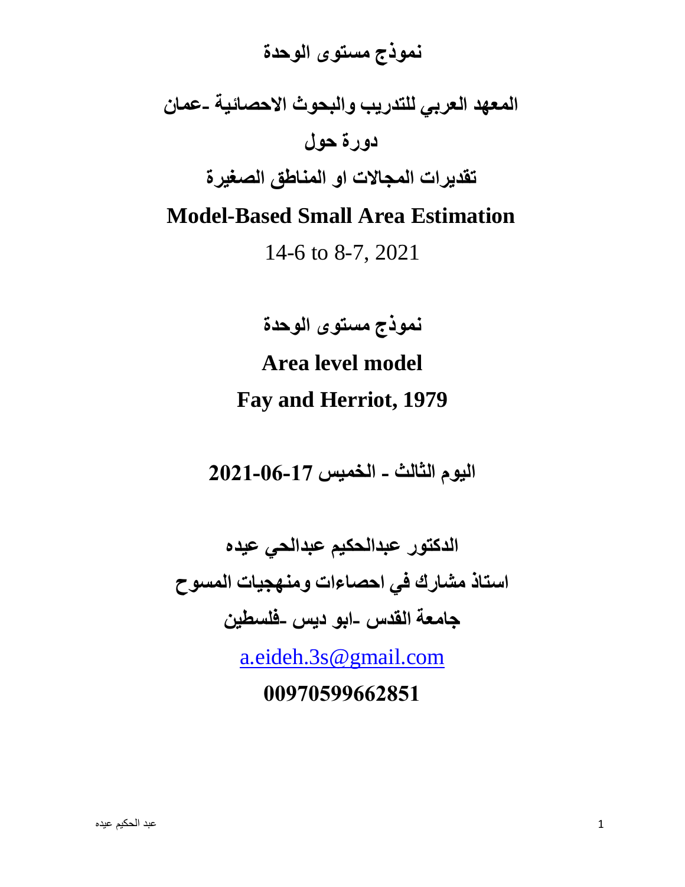# نموذج مستوى الوحدة

## المعهد العربي للتدريب والبحوث الاحصائية -عمان

## دورة حول

## تقديرات المجالات او المناطق الصغيرة

## Model-Based Small Area Estimation

14-6 to 8-7, 2021

## نموذج مستوى الوحدة

## Area level model

## Fay and Herriot, 1979

**اليوم الثالث - الخميس 17-06-2021**

**الدكتور عبدالحكيم عبدالحي عيده**

**استاذ مشارك في احصاءات ومنهجيات المسوح**

**جامعة القدس -ابو ديس -فلسطين**

[a.eideh.3s@gmail.com](mailto:a.eideh.3s@gmail.com)

**00970599662851**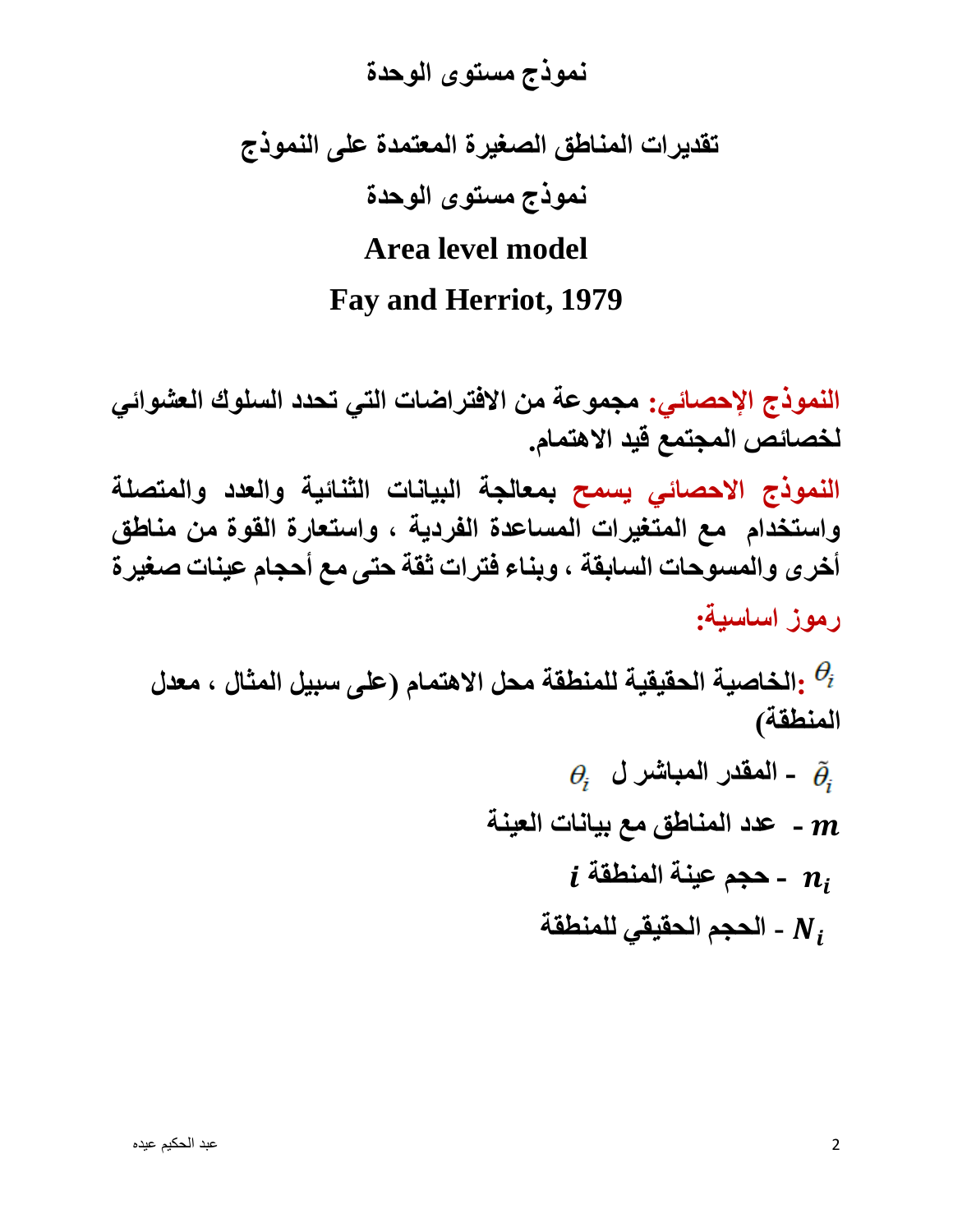# نموذج مستوى الوحدة

## تقديرات المناطق الصغيرة المعتمدة على النموذج

## نموذج مستوى الوحدة

## Area level model

## Fay and Herriot, 1979

**النموذج الإحصائي: مجموعة من الافتراضات التي تحدد السلوك العشوائي لخصائص المجتمع قيد الاهتمام.**

**النموذج الاحصائي يسمح بمعالجة البيانات الثنائية والعدد والمتصلة واستخدام مع المتغيرات المساعدة الفردية ، واستعارة القوة من مناطق أخرى والمسوحات السابقة ، وبناء فترات ثقة حتى مع أحجام عينات صغيرة**

**رموز اساسية:**

**$\theta_i$ :الخاصية الحقيقية للمنطقة محل الاهتمام (على سبيل المثال ، معدل المنطقة)**

- **$\tilde{\theta}_i$ - المقدر المباشر ل $\theta_i$**
- **$m$ - عدد المناطق مع بيانات العينة**
- **$n_i$ - حجم عينة المنطقة $i$**
- **$N_i$ - الحجم الحقيقي للمنطقة**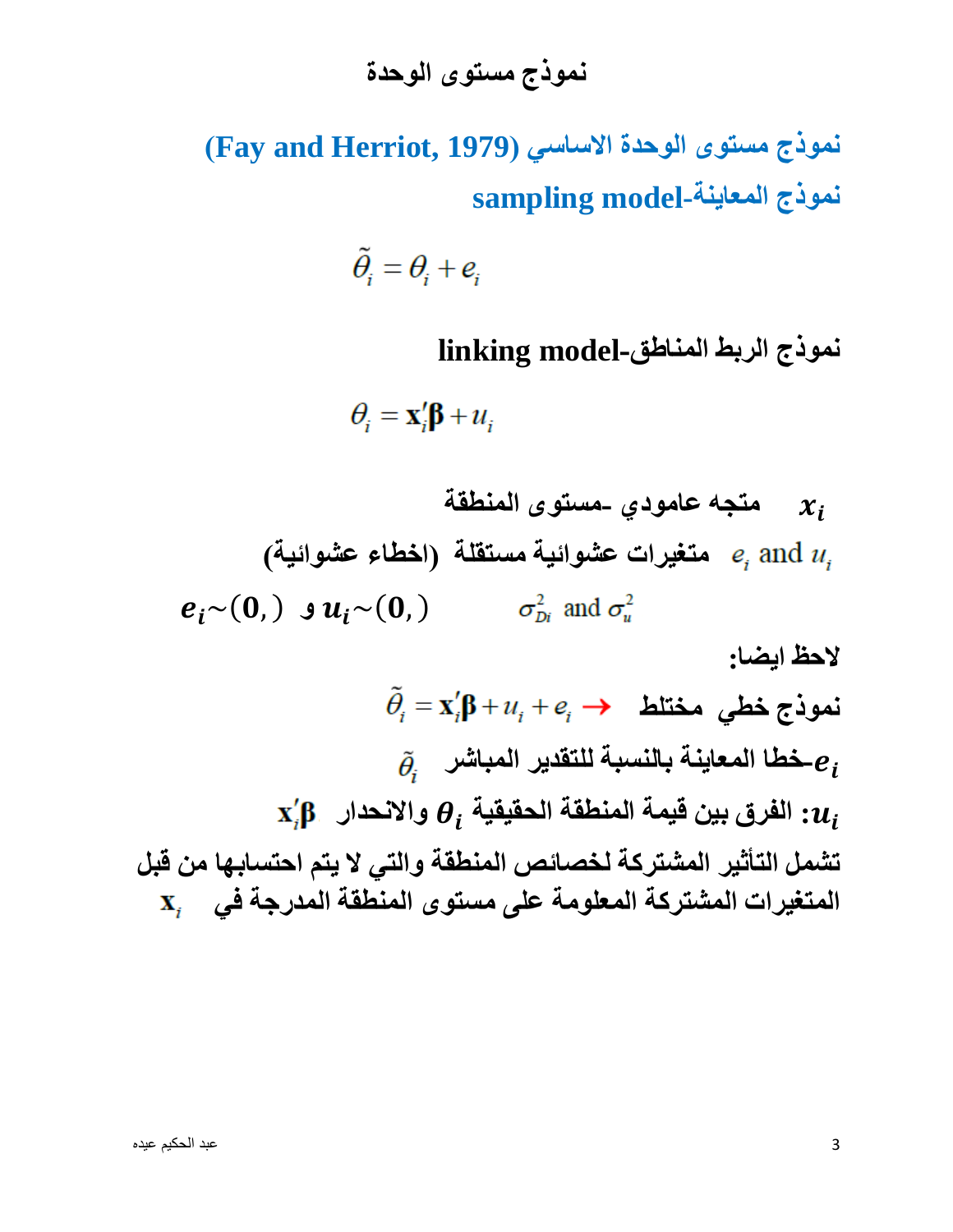# نموذج مستوى الوحدة

## نموذج مستوى الوحدة الاساسي (Fay and Herriot, 1979)

## نموذج المعاينة-sampling model

$$\tilde{\theta}_i = \theta_i + e_i$$

### نموذج الربط المناطق-linking model

$$\theta_i = \mathbf{x}_i'\boldsymbol{\beta} + u_i$$

**$x_i$ متجه عامودي -مستوى المنطقة**

**$e_i$ and $u_i$ متغيرات عشوائية مستقلة (اخطاء عشوائية)**

**$e_i \sim (0,)$ و $u_i \sim (0,)$ $\sigma_{Di}^2$ and $\sigma_u^2$**

**لاحظ ايضا:**

**نموذج خطي مختلط** $\tilde{\theta}_i = \mathbf{x}_i'\boldsymbol{\beta} + u_i + e_i \rightarrow$

**$e_i$-خطا المعاينة بالنسبة للتقدير المباشر** $\tilde{\theta}_i$

**$u_i$: الفرق بين قيمة المنطقة الحقيقية $\theta_i$ والانحدار** $\mathbf{x}_i'\boldsymbol{\beta}$

**تشمل التأثير المشتركة لخصائص المنطقة والتي لا يتم احتسابها من قبل المتغيرات المشتركة المعلومة على مستوى المنطقة المدرجة في** $\mathbf{x}_i$

عبد الحكيم عيده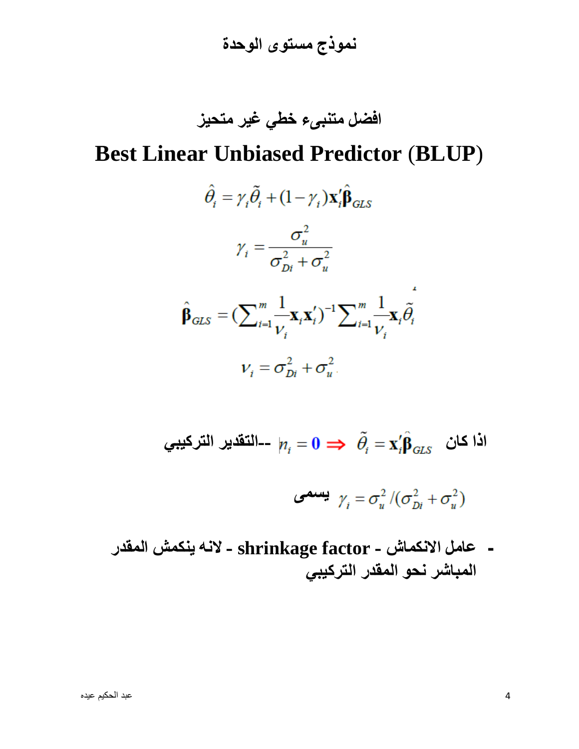# نموذج مستوى الوحدة

## افضل متنبىء خطي غير متحيز

## Best Linear Unbiased Predictor (BLUP)

$$\hat{\theta}_i = \gamma_i \tilde{\theta}_i + (1-\gamma_i)\mathbf{x}_i' \hat{\boldsymbol{\beta}}_{GLS}$$

$$\gamma_i = \frac{\sigma_u^2}{\sigma_{Di}^2 + \sigma_u^2}$$

$$\hat{\boldsymbol{\beta}}_{GLS} = \left(\sum_{i=1}^{m} \frac{1}{\nu_i} \mathbf{x}_i \mathbf{x}_i'\right)^{-1} \sum_{i=1}^{m} \frac{1}{\nu_i} \mathbf{x}_i \tilde{\theta}_i$$

$$\nu_i = \sigma_{Di}^2 + \sigma_u^2$$

اذا كان $\tilde{\theta}_i = \mathbf{x}_i' \hat{\boldsymbol{\beta}}_{GLS}$ $\Rightarrow$ $n_i = 0$ --التقدير التركيبي

$\gamma_i = \sigma_u^2 / (\sigma_{Di}^2 + \sigma_u^2)$ يسمى

- عامل الانكماش - shrinkage factor - لانه ينكمش المقدر المباشر نحو المقدر التركيبي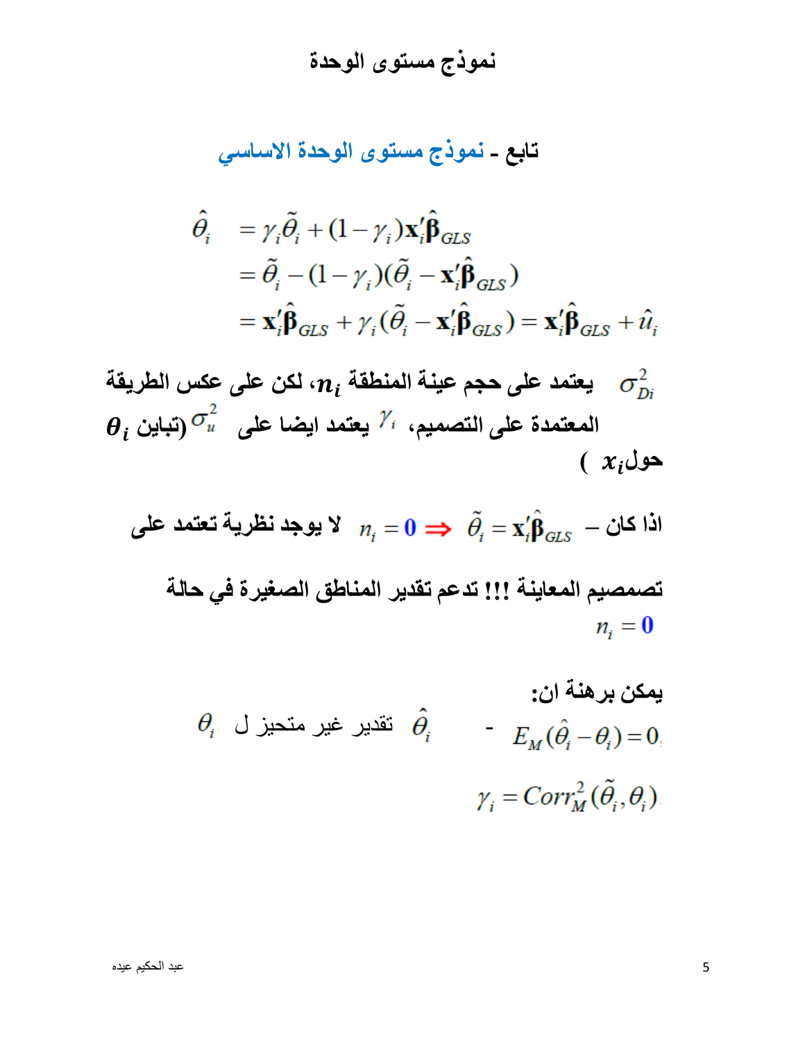# نموذج مستوى الوحدة

## تابع - نموذج مستوى الوحدة الاساسي

$$
\begin{aligned}
\hat{\theta}_i &= \gamma_i \tilde{\theta}_i + (1-\gamma_i)\mathbf{x}_i'\hat{\boldsymbol{\beta}}_{GLS} \\
&= \tilde{\theta}_i - (1-\gamma_i)(\tilde{\theta}_i - \mathbf{x}_i'\hat{\boldsymbol{\beta}}_{GLS}) \\
&= \mathbf{x}_i'\hat{\boldsymbol{\beta}}_{GLS} + \gamma_i(\tilde{\theta}_i - \mathbf{x}_i'\hat{\boldsymbol{\beta}}_{GLS}) = \mathbf{x}_i'\hat{\boldsymbol{\beta}}_{GLS} + \hat{u}_i
\end{aligned}
$$

**$\sigma_{Di}^2$ يعتمد على حجم عينة المنطقة $n_i$، لكن على عكس الطريقة المعتمدة على التصميم، $\gamma_i$ يعتمد ايضا على $\sigma_u^2$ (تباين $\theta_i$ حول $x_i$ )**

**اذا كان – $n_i = 0 \Rightarrow \tilde{\theta}_i = \mathbf{x}_i'\hat{\boldsymbol{\beta}}_{GLS}$ لا يوجد نظرية تعتمد على**

**تصمصيم المعاينة !!! تدعم تقدير المناطق الصغيرة في حالة $n_i = 0$**

**يمكن برهنة ان:**

- $E_M(\hat{\theta}_i - \theta_i) = 0$   $\hat{\theta}_i$ تقدير غير متحيز ل $\theta_i$

$$\gamma_i = Corr_M^2(\tilde{\theta}_i, \theta_i)$$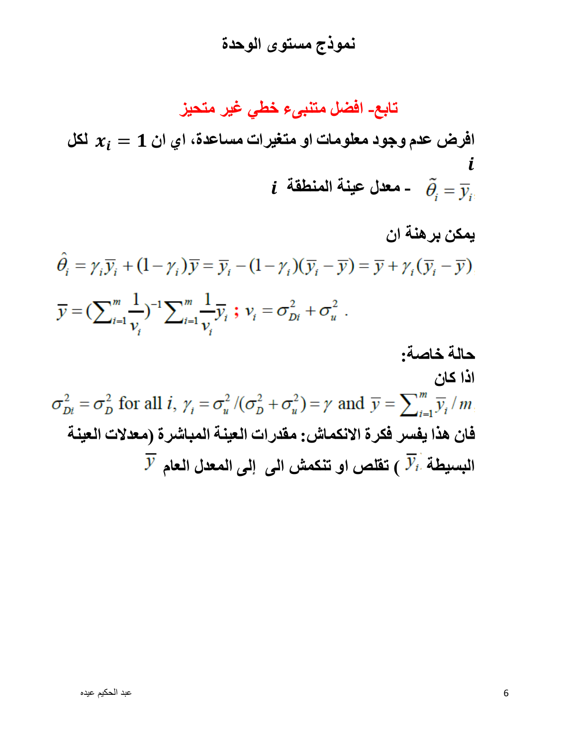# نموذج مستوى الوحدة

## تابع- افضل متنبىء خطي غير متحيز

**افرض عدم وجود معلومات او متغيرات مساعدة، اي ان $x_i = 1$ لكل $i$**

$\tilde{\theta}_i = \bar{y}_i$ - **معدل عينة المنطقة** $i$

**يمكن برهنة ان**

$$\hat{\theta}_i = \gamma_i \bar{y}_i + (1-\gamma_i)\bar{y} = \bar{y}_i - (1-\gamma_i)(\bar{y}_i - \bar{y}) = \bar{y} + \gamma_i(\bar{y}_i - \bar{y})$$

$$\bar{y} = \left(\sum_{i=1}^{m} \frac{1}{v_i}\right)^{-1} \sum_{i=1}^{m} \frac{1}{v_i} \bar{y}_i \; ; \; v_i = \sigma_{Di}^2 + \sigma_u^2 \, .$$

**حالة خاصة:**

**اذا كان**

$$\sigma_{Di}^2 = \sigma_D^2 \text{ for all } i, \; \gamma_i = \sigma_u^2 / (\sigma_D^2 + \sigma_u^2) = \gamma \text{ and } \bar{y} = \sum_{i=1}^{m} \bar{y}_i / m$$

**فان هذا يفسر فكرة الانكماش: مقدرات العينة المباشرة (معدلات العينة البسيطة $\bar{y}_i$ ) تقلص او تنكمش الى إلى المعدل العام $\bar{y}$**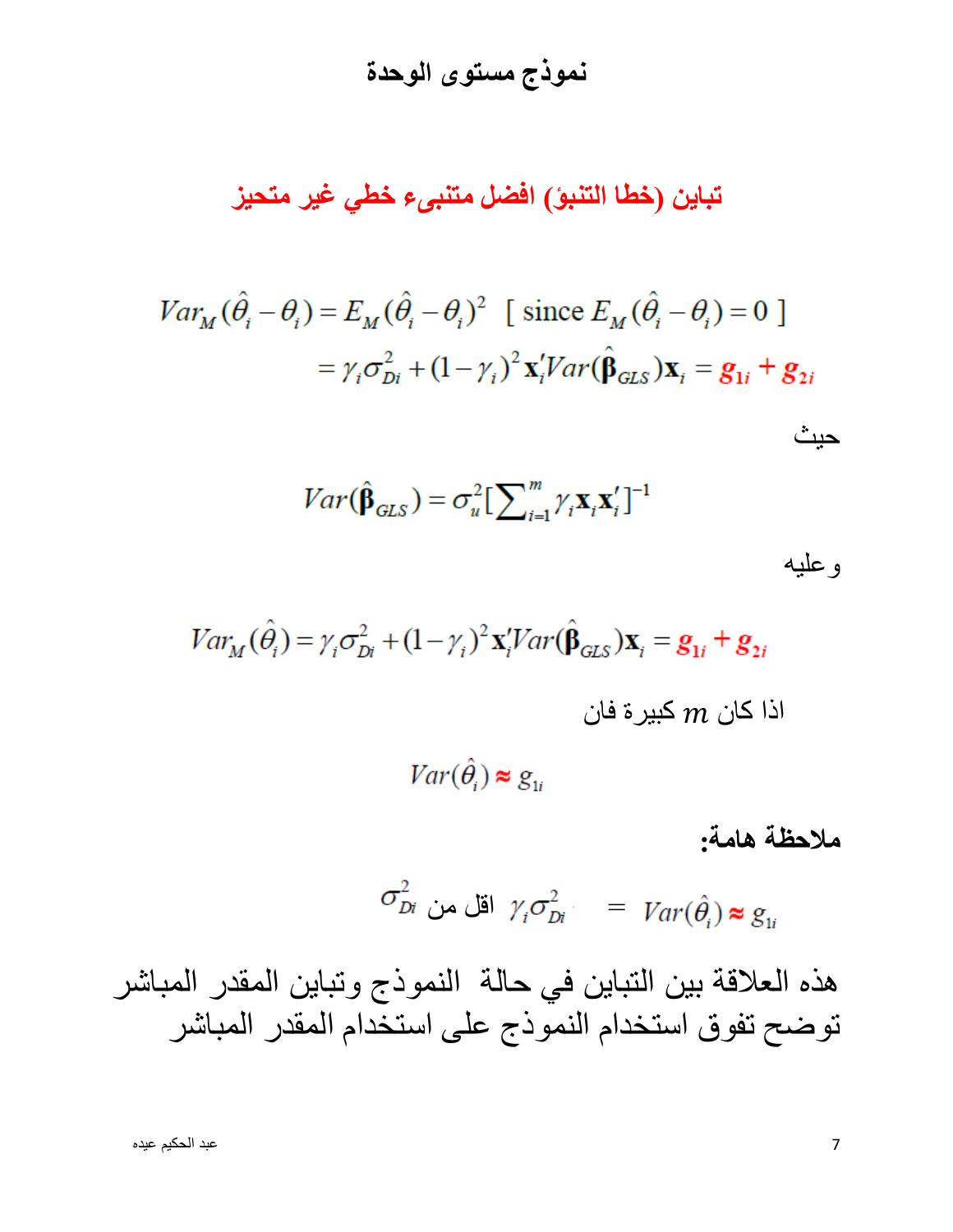# نموذج مستوى الوحدة

## تباين (خطا التنبؤ) افضل متنبىء خطي غير متحيز

$$Var_M(\hat{\theta}_i - \theta_i) = E_M(\hat{\theta}_i - \theta_i)^2 \quad [\text{ since } E_M(\hat{\theta}_i - \theta_i) = 0 \,]$$

$$= \gamma_i \sigma_{Di}^2 + (1-\gamma_i)^2 \mathbf{x}_i' Var(\hat{\boldsymbol{\beta}}_{GLS}) \mathbf{x}_i = \boldsymbol{g}_{1i} + \boldsymbol{g}_{2i}$$

حيث

$$Var(\hat{\boldsymbol{\beta}}_{GLS}) = \sigma_u^2 [\sum_{i=1}^{m} \gamma_i \mathbf{x}_i \mathbf{x}_i']^{-1}$$

وعليه

$$Var_M(\hat{\theta}_i) = \gamma_i \sigma_{Di}^2 + (1-\gamma_i)^2 \mathbf{x}_i' Var(\hat{\boldsymbol{\beta}}_{GLS}) \mathbf{x}_i = \boldsymbol{g}_{1i} + \boldsymbol{g}_{2i}$$

اذا كان $m$ كبيرة فان

$$Var(\hat{\theta}_i) \approx g_{1i}$$

**ملاحظة هامة:**

$$\sigma_{Di}^2 \text{ اقل من } \gamma_i \sigma_{Di}^2 \quad = \quad Var(\hat{\theta}_i) \approx g_{1i}$$

هذه العلاقة بين التباين في حالة النموذج وتباين المقدر المباشر توضح تفوق استخدام النموذج على استخدام المقدر المباشر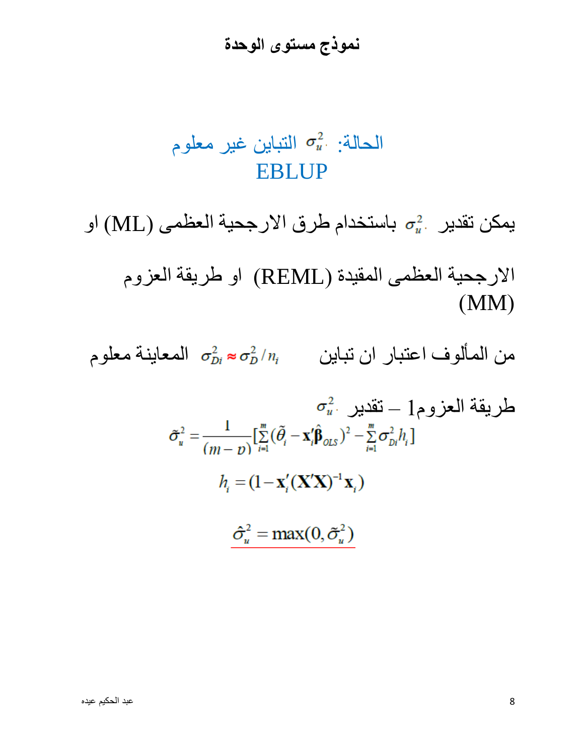# نموذج مستوى الوحدة

## الحالة: $\sigma_u^2$ التباين غير معلوم

## EBLUP

يمكن تقدير $\sigma_u^2$ باستخدام طرق الارجحية العظمى (ML) او الارجحية العظمى المقيدة (REML) او طريقة العزوم (MM)

من المألوف اعتبار ان تباين المعاينة معلوم $\sigma_{Di}^2 \approx \sigma_D^2 / n_i$

طريقة العزوم1 – تقدير $\sigma_u^2$

$$\tilde{\sigma}_u^2 = \frac{1}{(m-p)}\left[\sum_{i=1}^{m}(\tilde{\theta}_i - \mathbf{x}_i'\hat{\boldsymbol{\beta}}_{OLS})^2 - \sum_{i=1}^{m}\sigma_{Di}^2 h_i\right]$$

$$h_i = (1 - \mathbf{x}_i'(\mathbf{X}'\mathbf{X})^{-1}\mathbf{x}_i)$$

$$\hat{\sigma}_u^2 = \max(0, \tilde{\sigma}_u^2)$$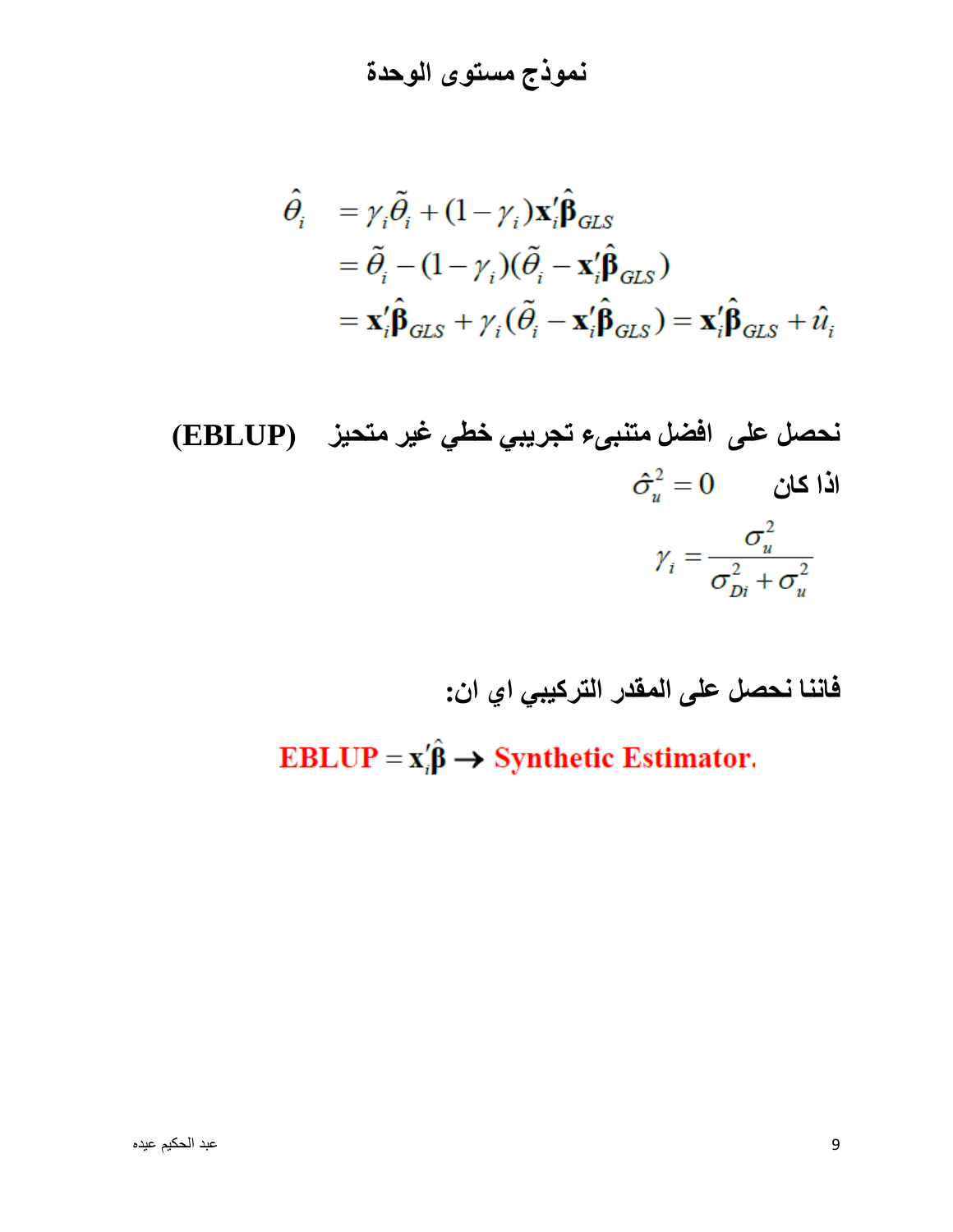# نموذج مستوى الوحدة

$$
\begin{aligned}
\hat{\theta}_i &= \gamma_i \tilde{\theta}_i + (1-\gamma_i)\mathbf{x}_i'\hat{\boldsymbol{\beta}}_{GLS} \\
&= \tilde{\theta}_i - (1-\gamma_i)(\tilde{\theta}_i - \mathbf{x}_i'\hat{\boldsymbol{\beta}}_{GLS}) \\
&= \mathbf{x}_i'\hat{\boldsymbol{\beta}}_{GLS} + \gamma_i(\tilde{\theta}_i - \mathbf{x}_i'\hat{\boldsymbol{\beta}}_{GLS}) = \mathbf{x}_i'\hat{\boldsymbol{\beta}}_{GLS} + \hat{u}_i
\end{aligned}
$$

**نحصل على افضل متنبىء تجريبي خطي غير متحيز (EBLUP)**

**اذا كان** $\hat{\sigma}_u^2 = 0$

$$
\gamma_i = \frac{\sigma_u^2}{\sigma_{Di}^2 + \sigma_u^2}
$$

**فاننا نحصل على المقدر التركيبي اي ان:**

$$
\text{EBLUP} = \mathbf{x}_i'\hat{\boldsymbol{\beta}} \rightarrow \text{Synthetic Estimator.}
$$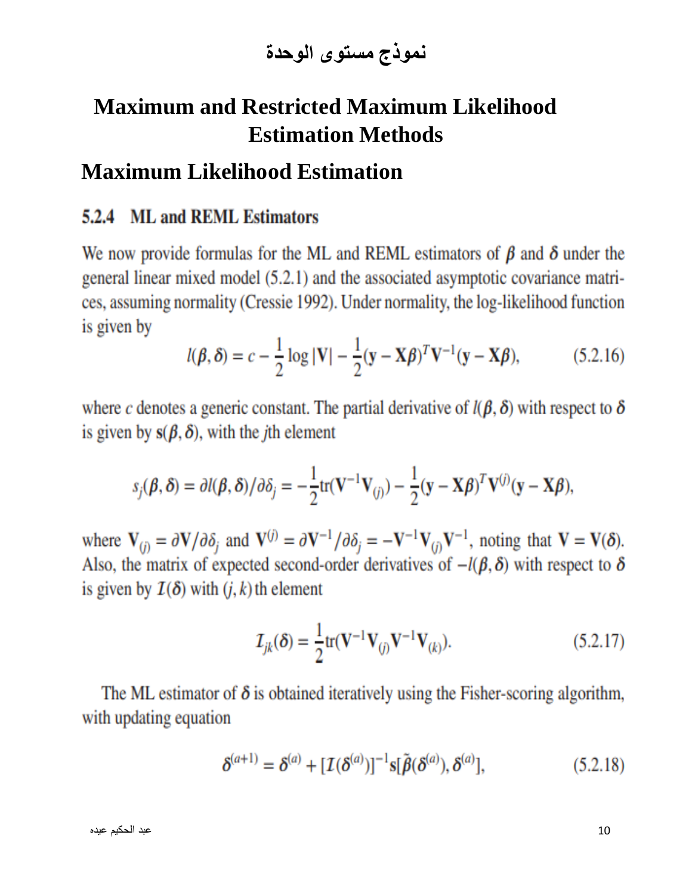# نموذج مستوى الوحدة

# Maximum and Restricted Maximum Likelihood Estimation Methods

## Maximum Likelihood Estimation

### 5.2.4 ML and REML Estimators

We now provide formulas for the ML and REML estimators of $\boldsymbol{\beta}$ and $\boldsymbol{\delta}$ under the general linear mixed model (5.2.1) and the associated asymptotic covariance matrices, assuming normality (Cressie 1992). Under normality, the log-likelihood function is given by

$$l(\boldsymbol{\beta}, \boldsymbol{\delta}) = c - \frac{1}{2}\log|\mathbf{V}| - \frac{1}{2}(\mathbf{y} - \mathbf{X}\boldsymbol{\beta})^T \mathbf{V}^{-1}(\mathbf{y} - \mathbf{X}\boldsymbol{\beta}), \qquad (5.2.16)$$

where $c$ denotes a generic constant. The partial derivative of $l(\boldsymbol{\beta}, \boldsymbol{\delta})$ with respect to $\boldsymbol{\delta}$ is given by $\mathbf{s}(\boldsymbol{\beta}, \boldsymbol{\delta})$, with the $j$th element

$$s_j(\boldsymbol{\beta}, \boldsymbol{\delta}) = \partial l(\boldsymbol{\beta}, \boldsymbol{\delta})/\partial \delta_j = -\frac{1}{2}\text{tr}(\mathbf{V}^{-1}\mathbf{V}_{(j)}) - \frac{1}{2}(\mathbf{y} - \mathbf{X}\boldsymbol{\beta})^T \mathbf{V}^{(j)}(\mathbf{y} - \mathbf{X}\boldsymbol{\beta}),$$

where $\mathbf{V}_{(j)} = \partial \mathbf{V}/\partial \delta_j$ and $\mathbf{V}^{(j)} = \partial \mathbf{V}^{-1}/\partial \delta_j = -\mathbf{V}^{-1}\mathbf{V}_{(j)}\mathbf{V}^{-1}$, noting that $\mathbf{V} = \mathbf{V}(\boldsymbol{\delta})$. Also, the matrix of expected second-order derivatives of $-l(\boldsymbol{\beta}, \boldsymbol{\delta})$ with respect to $\boldsymbol{\delta}$ is given by $\mathcal{I}(\boldsymbol{\delta})$ with $(j, k)$ th element

$$\mathcal{I}_{jk}(\boldsymbol{\delta}) = \frac{1}{2}\text{tr}(\mathbf{V}^{-1}\mathbf{V}_{(j)}\mathbf{V}^{-1}\mathbf{V}_{(k)}). \qquad (5.2.17)$$

The ML estimator of $\boldsymbol{\delta}$ is obtained iteratively using the Fisher-scoring algorithm, with updating equation

$$\boldsymbol{\delta}^{(a+1)} = \boldsymbol{\delta}^{(a)} + [\mathcal{I}(\boldsymbol{\delta}^{(a)})]^{-1}\mathbf{s}[\tilde{\boldsymbol{\beta}}(\boldsymbol{\delta}^{(a)}), \boldsymbol{\delta}^{(a)}], \qquad (5.2.18)$$

عبد الحكيم عيده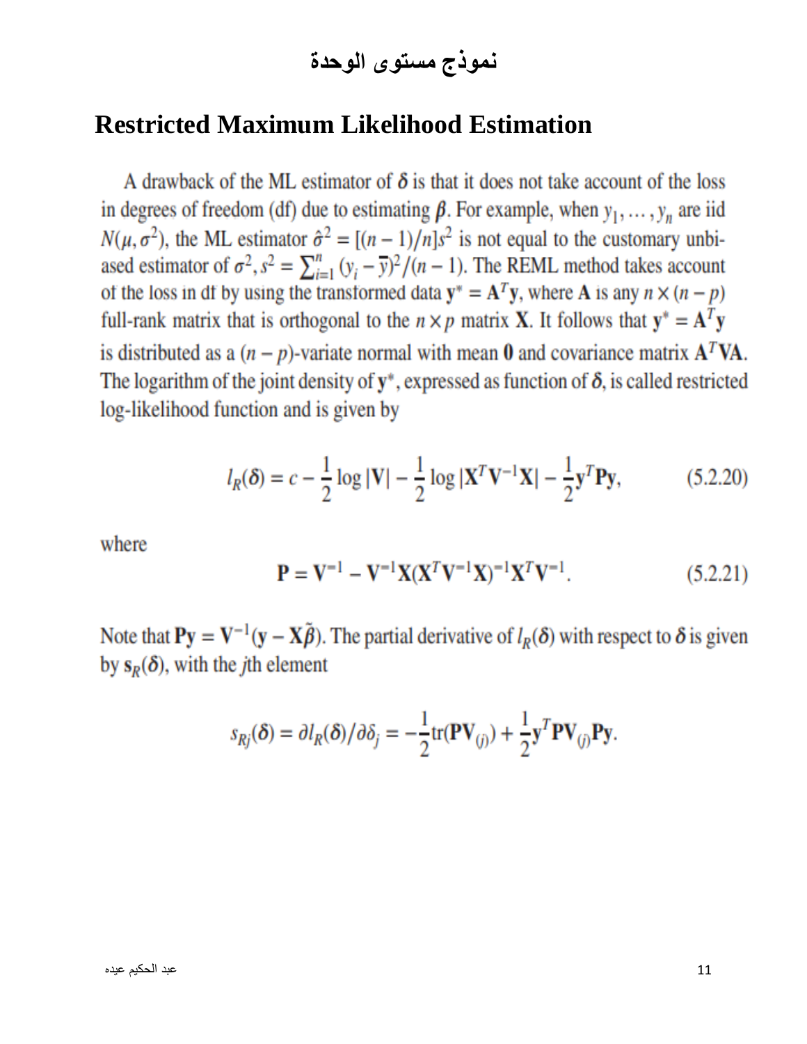# نموذج مستوى الوحدة

## Restricted Maximum Likelihood Estimation

A drawback of the ML estimator of $\boldsymbol{\delta}$ is that it does not take account of the loss in degrees of freedom (df) due to estimating $\boldsymbol{\beta}$. For example, when $y_1, \ldots, y_n$ are iid $N(\mu, \sigma^2)$, the ML estimator $\hat{\sigma}^2 = [(n-1)/n]s^2$ is not equal to the customary unbiased estimator of $\sigma^2$, $s^2 = \sum_{i=1}^{n} (y_i - \overline{y})^2/(n-1)$. The REML method takes account of the loss in df by using the transformed data $\mathbf{y}^* = \mathbf{A}^T\mathbf{y}$, where $\mathbf{A}$ is any $n \times (n-p)$ full-rank matrix that is orthogonal to the $n \times p$ matrix $\mathbf{X}$. It follows that $\mathbf{y}^* = \mathbf{A}^T\mathbf{y}$ is distributed as a $(n-p)$-variate normal with mean $\mathbf{0}$ and covariance matrix $\mathbf{A}^T\mathbf{V}\mathbf{A}$. The logarithm of the joint density of $\mathbf{y}^*$, expressed as function of $\boldsymbol{\delta}$, is called restricted log-likelihood function and is given by

$$l_R(\boldsymbol{\delta}) = c - \frac{1}{2}\log|\mathbf{V}| - \frac{1}{2}\log|\mathbf{X}^T\mathbf{V}^{-1}\mathbf{X}| - \frac{1}{2}\mathbf{y}^T\mathbf{P}\mathbf{y}, \tag{5.2.20}$$

where

$$\mathbf{P} = \mathbf{V}^{-1} - \mathbf{V}^{-1}\mathbf{X}(\mathbf{X}^T\mathbf{V}^{-1}\mathbf{X})^{-1}\mathbf{X}^T\mathbf{V}^{-1}. \tag{5.2.21}$$

Note that $\mathbf{P}\mathbf{y} = \mathbf{V}^{-1}(\mathbf{y} - \mathbf{X}\tilde{\boldsymbol{\beta}})$. The partial derivative of $l_R(\boldsymbol{\delta})$ with respect to $\boldsymbol{\delta}$ is given by $\mathbf{s}_R(\boldsymbol{\delta})$, with the $j$th element

$$s_{Rj}(\boldsymbol{\delta}) = \partial l_R(\boldsymbol{\delta})/\partial \delta_j = -\frac{1}{2}\text{tr}(\mathbf{P}\mathbf{V}_{(j)}) + \frac{1}{2}\mathbf{y}^T\mathbf{P}\mathbf{V}_{(j)}\mathbf{P}\mathbf{y}.$$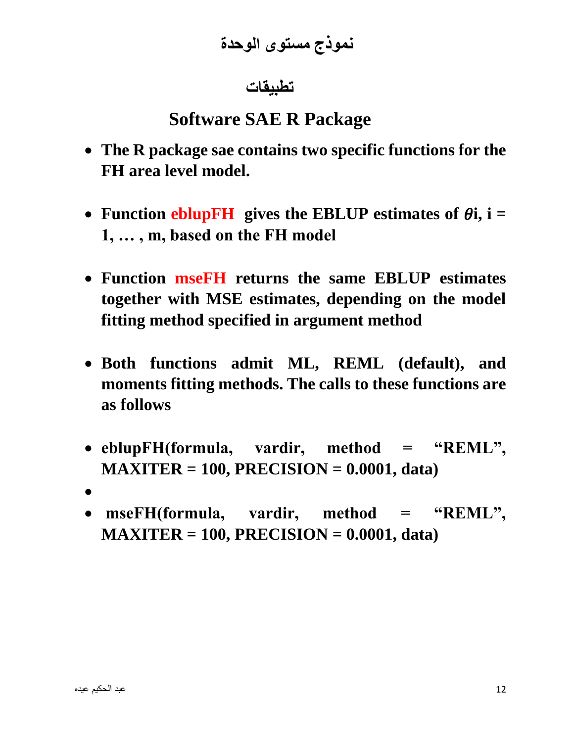# نموذج مستوى الوحدة

## تطبيقات

## Software SAE R Package

- **The R package sae contains two specific functions for the FH area level model.**

- **Function eblupFH gives the EBLUP estimates of $\theta$i, i = 1, … , m, based on the FH model**

- **Function mseFH returns the same EBLUP estimates together with MSE estimates, depending on the model fitting method specified in argument method**

- **Both functions admit ML, REML (default), and moments fitting methods. The calls to these functions are as follows**

- **eblupFH(formula, vardir, method = "REML", MAXITER = 100, PRECISION = 0.0001, data)**
- 
- **mseFH(formula, vardir, method = "REML", MAXITER = 100, PRECISION = 0.0001, data)**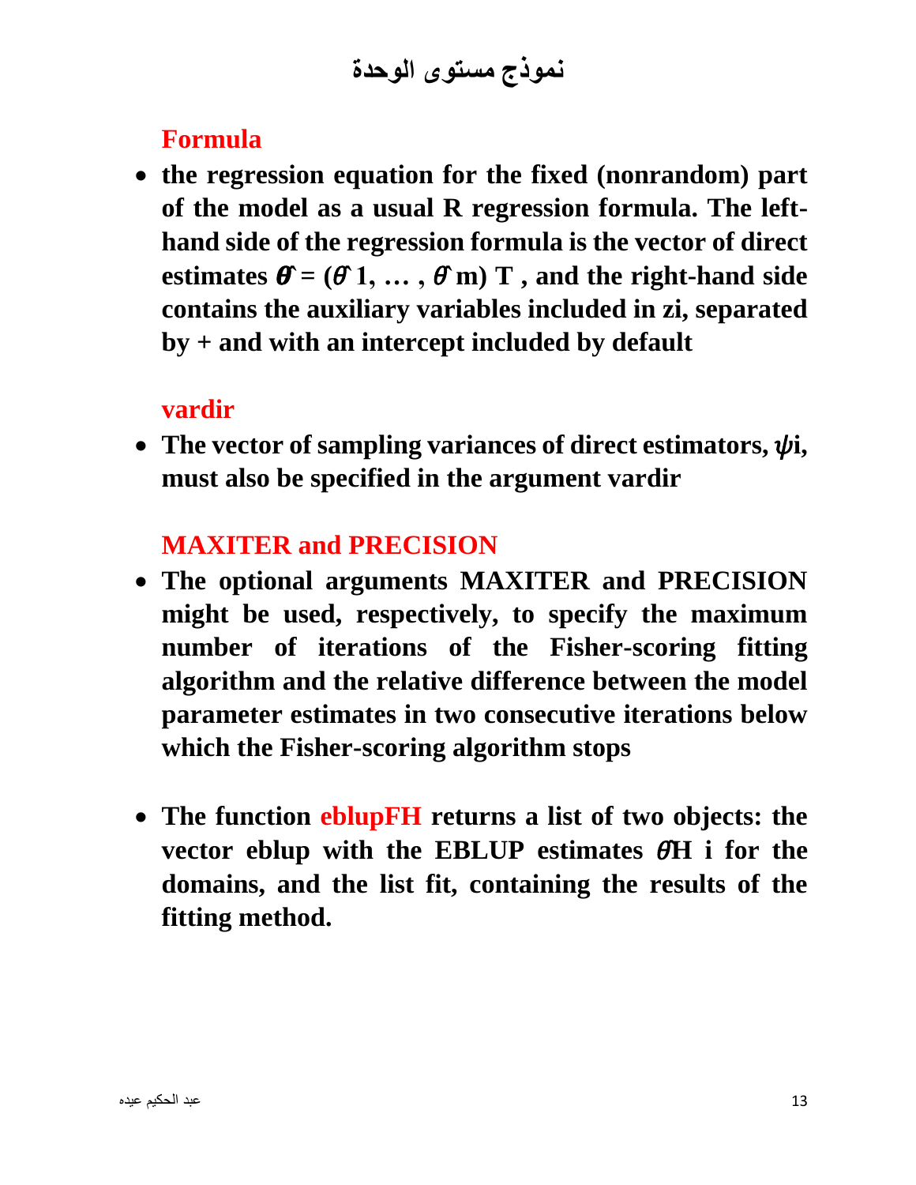# نموذج مستوى الوحدة

**Formula**

- **the regression equation for the fixed (nonrandom) part of the model as a usual R regression formula. The left-hand side of the regression formula is the vector of direct estimates $\hat{\theta} = (\hat{\theta}_1, \ldots, \hat{\theta}_m)^T$ , and the right-hand side contains the auxiliary variables included in $z_i$, separated by + and with an intercept included by default**

**vardir**

- **The vector of sampling variances of direct estimators, $\psi_i$, must also be specified in the argument vardir**

**MAXITER and PRECISION**

- **The optional arguments MAXITER and PRECISION might be used, respectively, to specify the maximum number of iterations of the Fisher-scoring fitting algorithm and the relative difference between the model parameter estimates in two consecutive iterations below which the Fisher-scoring algorithm stops**

- **The function eblupFH returns a list of two objects: the vector eblup with the EBLUP estimates $\hat{\theta}^H_i$ for the domains, and the list fit, containing the results of the fitting method.**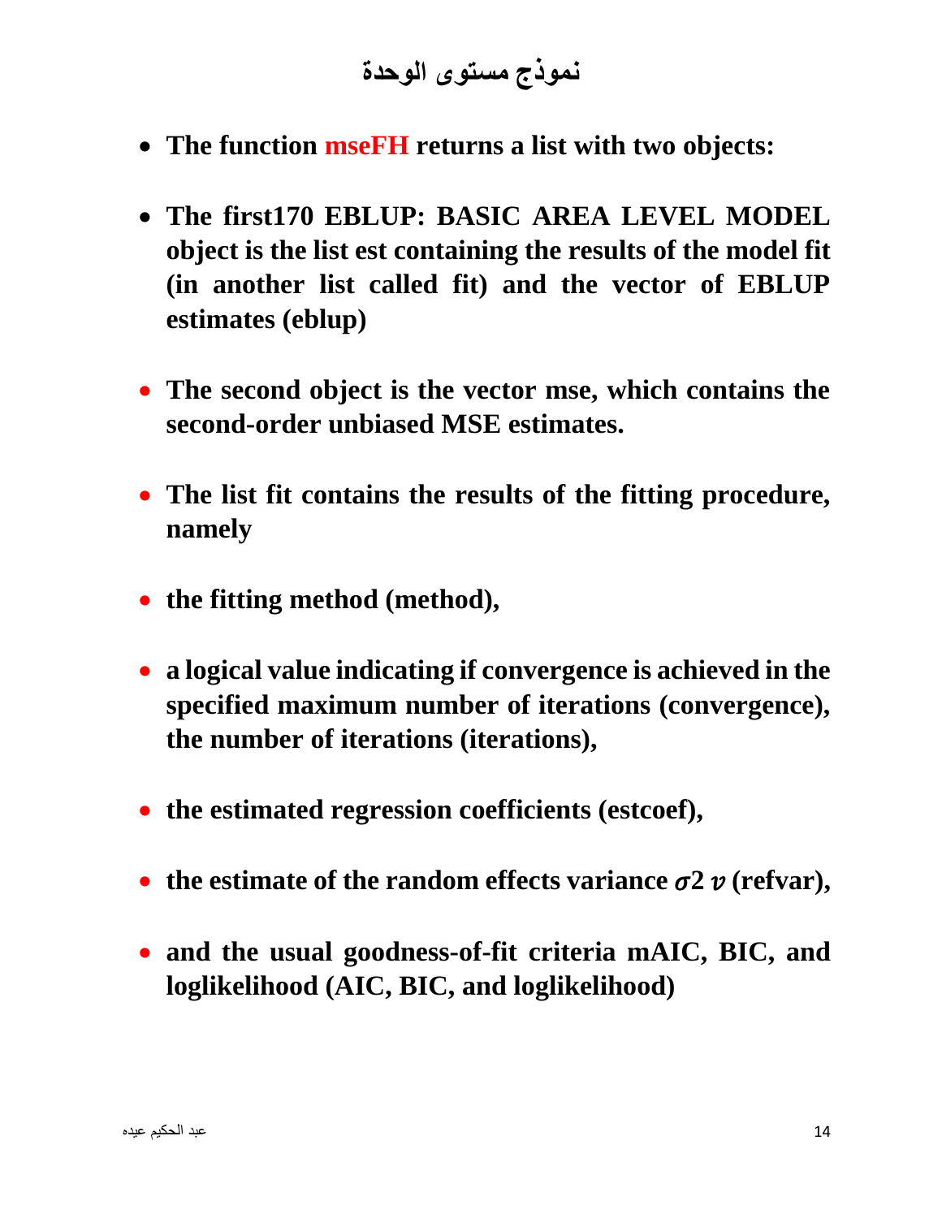# نموذج مستوى الوحدة

- **The function mseFH returns a list with two objects:**
- **The first170 EBLUP: BASIC AREA LEVEL MODEL object is the list est containing the results of the model fit (in another list called fit) and the vector of EBLUP estimates (eblup)**
- **The second object is the vector mse, which contains the second-order unbiased MSE estimates.**
- **The list fit contains the results of the fitting procedure, namely**
- **the fitting method (method),**
- **a logical value indicating if convergence is achieved in the specified maximum number of iterations (convergence), the number of iterations (iterations),**
- **the estimated regression coefficients (estcoef),**
- **the estimate of the random effects variance $\sigma 2\ v$ (refvar),**
- **and the usual goodness-of-fit criteria mAIC, BIC, and loglikelihood (AIC, BIC, and loglikelihood)**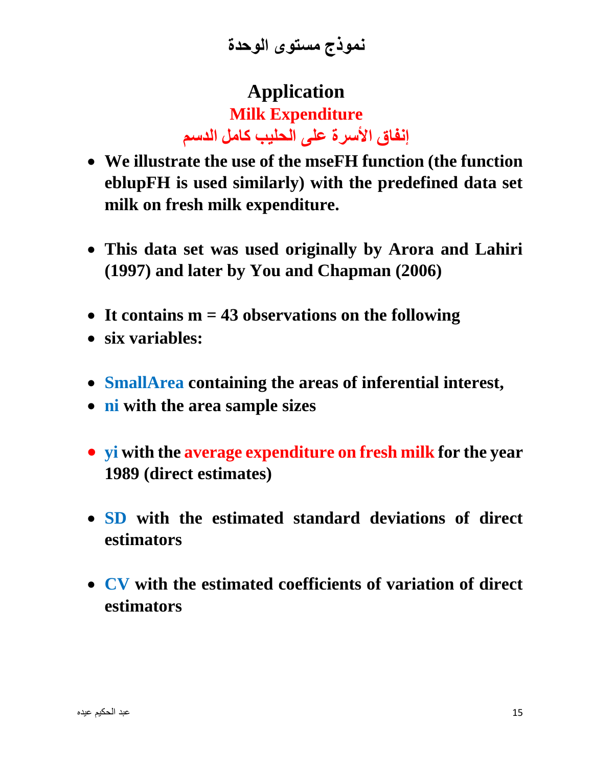# نموذج مستوى الوحدة

## Application

### Milk Expenditure

### إنفاق الأسرة على الحليب كامل الدسم

- **We illustrate the use of the mseFH function (the function eblupFH is used similarly) with the predefined data set milk on fresh milk expenditure.**

- **This data set was used originally by Arora and Lahiri (1997) and later by You and Chapman (2006)**

- **It contains m = 43 observations on the following**
- **six variables:**

- **SmallArea containing the areas of inferential interest,**
- **ni with the area sample sizes**

- **yi with the average expenditure on fresh milk for the year 1989 (direct estimates)**

- **SD with the estimated standard deviations of direct estimators**

- **CV with the estimated coefficients of variation of direct estimators**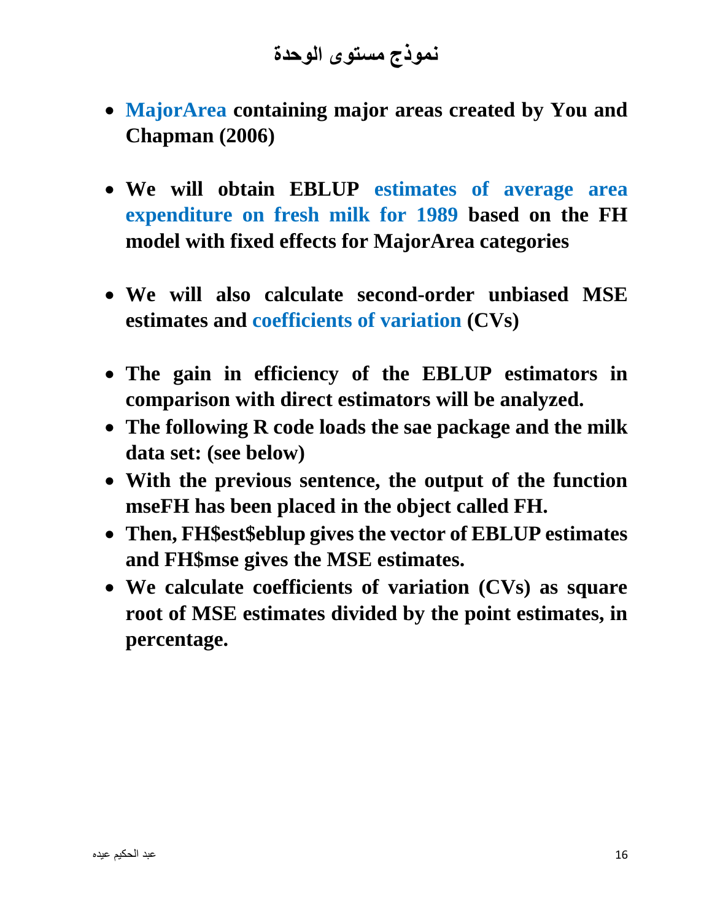# نموذج مستوى الوحدة

- **MajorArea containing major areas created by You and Chapman (2006)**

- **We will obtain EBLUP estimates of average area expenditure on fresh milk for 1989 based on the FH model with fixed effects for MajorArea categories**

- **We will also calculate second-order unbiased MSE estimates and coefficients of variation (CVs)**

- **The gain in efficiency of the EBLUP estimators in comparison with direct estimators will be analyzed.**
- **The following R code loads the sae package and the milk data set: (see below)**
- **With the previous sentence, the output of the function mseFH has been placed in the object called FH.**
- **Then, FH$est$eblup gives the vector of EBLUP estimates and FH$mse gives the MSE estimates.**
- **We calculate coefficients of variation (CVs) as square root of MSE estimates divided by the point estimates, in percentage.**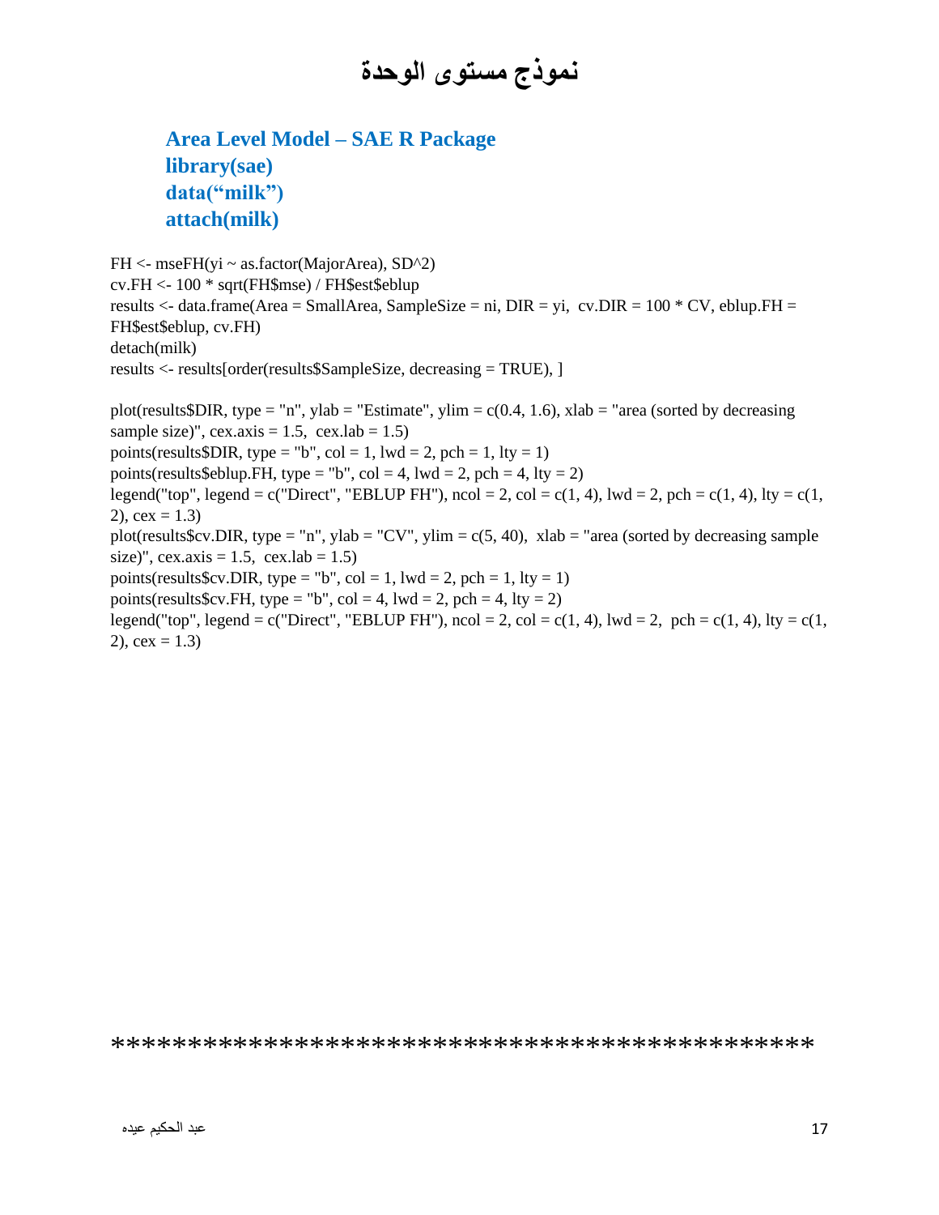# نموذج مستوى الوحدة

**Area Level Model – SAE R Package**
**library(sae)**
**data(“milk”)**
**attach(milk)**

```
FH <- mseFH(yi ~ as.factor(MajorArea), SD^2)
cv.FH <- 100 * sqrt(FH$mse) / FH$est$eblup
results <- data.frame(Area = SmallArea, SampleSize = ni, DIR = yi,  cv.DIR = 100 * CV, eblup.FH = FH$est$eblup, cv.FH)
detach(milk)
results <- results[order(results$SampleSize, decreasing = TRUE), ]

plot(results$DIR, type = "n", ylab = "Estimate", ylim = c(0.4, 1.6), xlab = "area (sorted by decreasing sample size)", cex.axis = 1.5,  cex.lab = 1.5)
points(results$DIR, type = "b", col = 1, lwd = 2, pch = 1, lty = 1)
points(results$eblup.FH, type = "b", col = 4, lwd = 2, pch = 4, lty = 2)
legend("top", legend = c("Direct", "EBLUP FH"), ncol = 2, col = c(1, 4), lwd = 2, pch = c(1, 4), lty = c(1, 2), cex = 1.3)
plot(results$cv.DIR, type = "n", ylab = "CV", ylim = c(5, 40),  xlab = "area (sorted by decreasing sample size)", cex.axis = 1.5,  cex.lab = 1.5)
points(results$cv.DIR, type = "b", col = 1, lwd = 2, pch = 1, lty = 1)
points(results$cv.FH, type = "b", col = 4, lwd = 2, pch = 4, lty = 2)
legend("top", legend = c("Direct", "EBLUP FH"), ncol = 2, col = c(1, 4), lwd = 2,  pch = c(1, 4), lty = c(1, 2), cex = 1.3)
```

*******************************************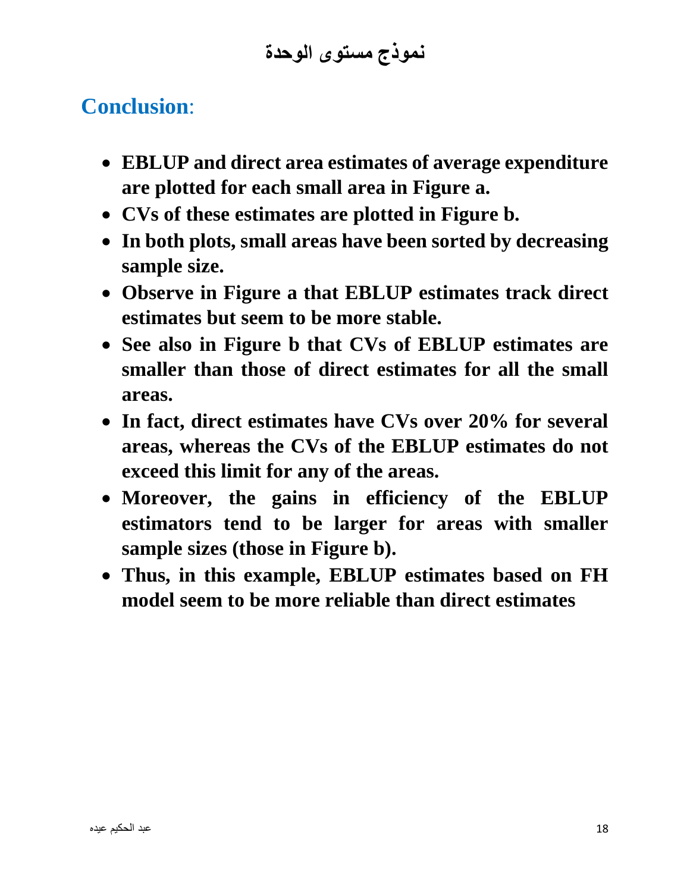## Conclusion:

- **EBLUP and direct area estimates of average expenditure are plotted for each small area in Figure a.**
- **CVs of these estimates are plotted in Figure b.**
- **In both plots, small areas have been sorted by decreasing sample size.**
- **Observe in Figure a that EBLUP estimates track direct estimates but seem to be more stable.**
- **See also in Figure b that CVs of EBLUP estimates are smaller than those of direct estimates for all the small areas.**
- **In fact, direct estimates have CVs over 20% for several areas, whereas the CVs of the EBLUP estimates do not exceed this limit for any of the areas.**
- **Moreover, the gains in efficiency of the EBLUP estimators tend to be larger for areas with smaller sample sizes (those in Figure b).**
- **Thus, in this example, EBLUP estimates based on FH model seem to be more reliable than direct estimates**